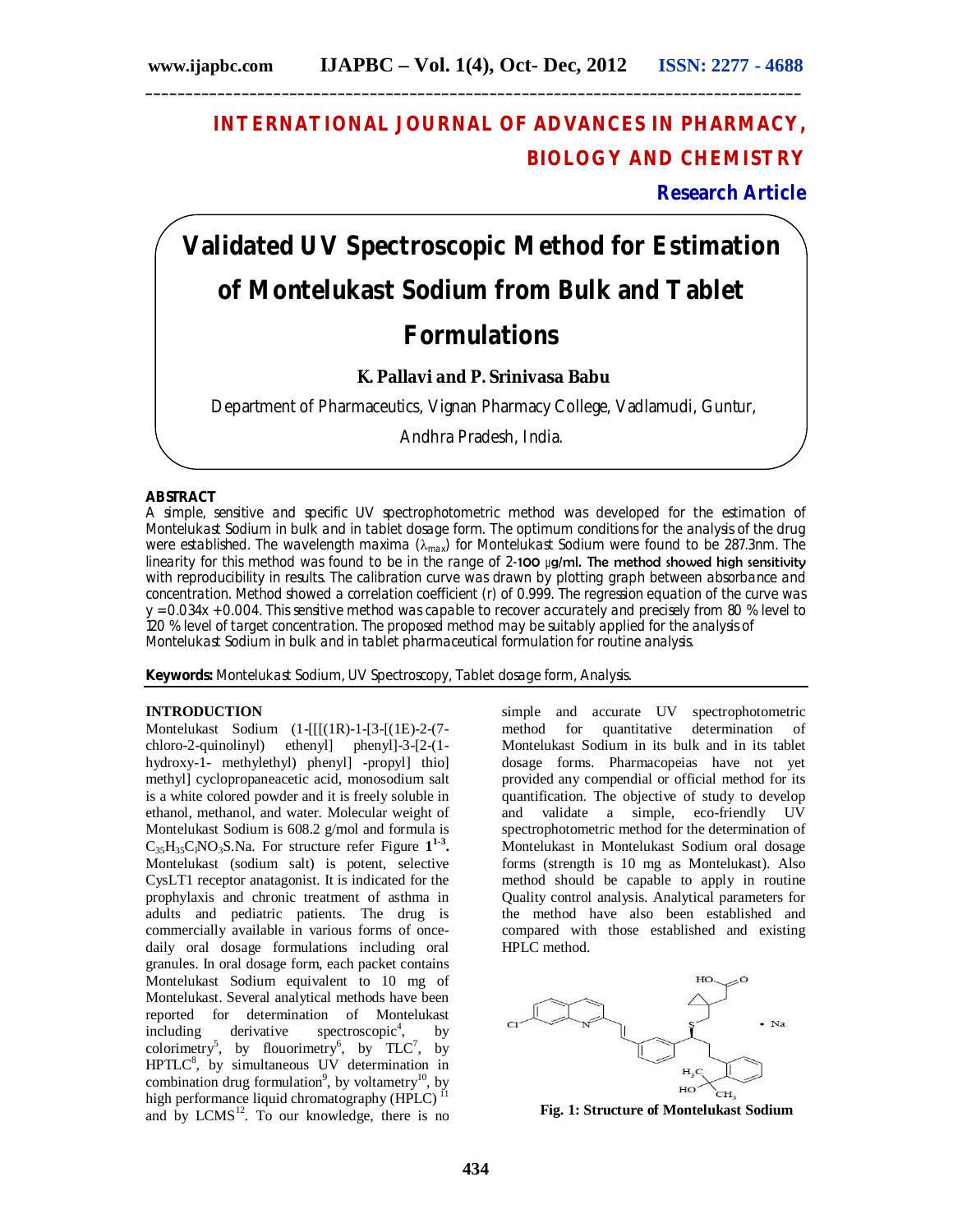# INTERNATIONAL JOURNAL OF ADVANCES IN PHARMACY, BIOLOGY AND CHEMISTRY

**Research Article**

# Validated UV Spectroscopic Method for Estimation of Montelukast Sodium from Bulk and Tablet Formulations

**K. Pallavi and P. Srinivasa Babu**

Department of Pharmaceutics, Vignan Pharmacy College, Vadlamudi, Guntur, Andhra Pradesh, India.

## ABSTRACT

A simple, sensitive and specific UV spectrophotometric method was developed for the estimation of Montelukast Sodium in bulk and in tablet dosage form. The optimum conditions for the analysis of the drug were established. The wavelength maxima ($\lambda_{max}$) for Montelukast Sodium were found to be 287.3nm. The linearity for this method was found to be in the range of 2-100 μg/ml. The method showed high sensitivity with reproducibility in results. The calibration curve was drawn by plotting graph between absorbance and concentration. Method showed a correlation coefficient (r) of 0.999. The regression equation of the curve was y = 0.034x + 0.004. This sensitive method was capable to recover accurately and precisely from 80 % level to 120 % level of target concentration. The proposed method may be suitably applied for the analysis of Montelukast Sodium in bulk and in tablet pharmaceutical formulation for routine analysis.

**Keywords:** Montelukast Sodium, UV Spectroscopy, Tablet dosage form, Analysis.

## INTRODUCTION

Montelukast Sodium (1-[[[(1R)-1-[3-[(1E)-2-(7-chloro-2-quinolinyl) ethenyl] phenyl]-3-[2-(1-hydroxy-1- methylethyl) phenyl] -propyl] thio] methyl] cyclopropaneacetic acid, monosodium salt is a white colored powder and it is freely soluble in ethanol, methanol, and water. Molecular weight of Montelukast Sodium is 608.2 g/mol and formula is $C_{35}H_{35}C_lNO_3S.Na$. For structure refer Figure **1**[1-3]**.** Montelukast (sodium salt) is potent, selective CysLT1 receptor anatagonist. It is indicated for the prophylaxis and chronic treatment of asthma in adults and pediatric patients. The drug is commercially available in various forms of once-daily oral dosage formulations including oral granules. In oral dosage form, each packet contains Montelukast Sodium equivalent to 10 mg of Montelukast. Several analytical methods have been reported for determination of Montelukast including derivative spectroscopic[4], by colorimetry[5], by flouorimetry[6], by TLC[7], by HPTLC[8], by simultaneous UV determination in combination drug formulation[9], by voltametry[10], by high performance liquid chromatography (HPLC)[11] and by LCMS[12]. To our knowledge, there is no simple and accurate UV spectrophotometric method for quantitative determination of Montelukast Sodium in its bulk and in its tablet dosage forms. Pharmacopeias have not yet provided any compendial or official method for its quantification. The objective of study to develop and validate a simple, eco-friendly UV spectrophotometric method for the determination of Montelukast in Montelukast Sodium oral dosage forms (strength is 10 mg as Montelukast). Also method should be capable to apply in routine Quality control analysis. Analytical parameters for the method have also been established and compared with those established and existing HPLC method.

**Fig. 1: Structure of Montelukast Sodium**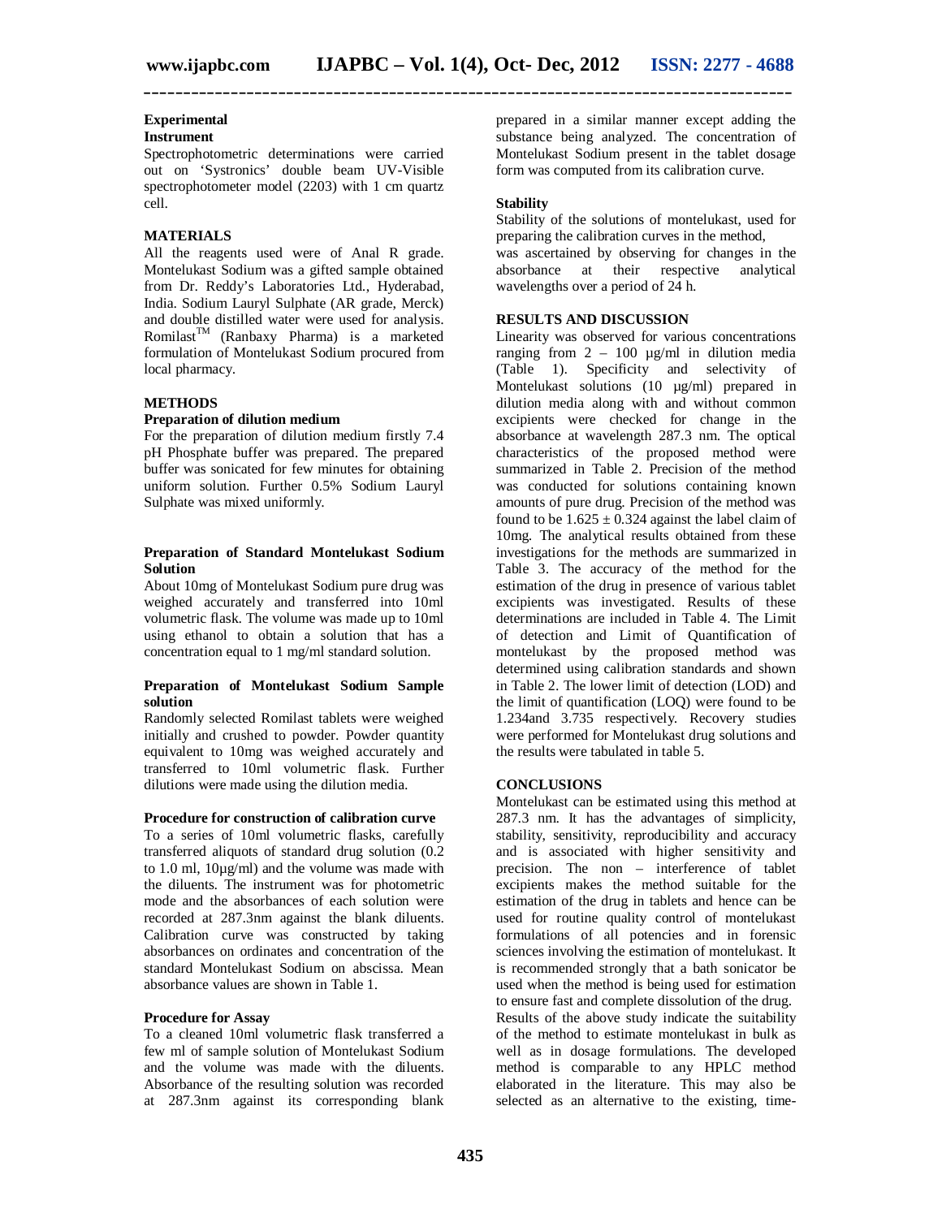### Experimental

#### Instrument

Spectrophotometric determinations were carried out on 'Systronics' double beam UV-Visible spectrophotometer model (2203) with 1 cm quartz cell.

### MATERIALS

All the reagents used were of Anal R grade. Montelukast Sodium was a gifted sample obtained from Dr. Reddy's Laboratories Ltd., Hyderabad, India. Sodium Lauryl Sulphate (AR grade, Merck) and double distilled water were used for analysis. Romilast™ (Ranbaxy Pharma) is a marketed formulation of Montelukast Sodium procured from local pharmacy.

### METHODS

#### Preparation of dilution medium

For the preparation of dilution medium firstly 7.4 pH Phosphate buffer was prepared. The prepared buffer was sonicated for few minutes for obtaining uniform solution. Further 0.5% Sodium Lauryl Sulphate was mixed uniformly.

#### Preparation of Standard Montelukast Sodium Solution

About 10mg of Montelukast Sodium pure drug was weighed accurately and transferred into 10ml volumetric flask. The volume was made up to 10ml using ethanol to obtain a solution that has a concentration equal to 1 mg/ml standard solution.

#### Preparation of Montelukast Sodium Sample solution

Randomly selected Romilast tablets were weighed initially and crushed to powder. Powder quantity equivalent to 10mg was weighed accurately and transferred to 10ml volumetric flask. Further dilutions were made using the dilution media.

#### Procedure for construction of calibration curve

To a series of 10ml volumetric flasks, carefully transferred aliquots of standard drug solution (0.2 to 1.0 ml, 10µg/ml) and the volume was made with the diluents. The instrument was for photometric mode and the absorbances of each solution were recorded at 287.3nm against the blank diluents. Calibration curve was constructed by taking absorbances on ordinates and concentration of the standard Montelukast Sodium on abscissa. Mean absorbance values are shown in Table 1.

#### Procedure for Assay

To a cleaned 10ml volumetric flask transferred a few ml of sample solution of Montelukast Sodium and the volume was made with the diluents. Absorbance of the resulting solution was recorded at 287.3nm against its corresponding blank prepared in a similar manner except adding the substance being analyzed. The concentration of Montelukast Sodium present in the tablet dosage form was computed from its calibration curve.

#### Stability

Stability of the solutions of montelukast, used for preparing the calibration curves in the method, was ascertained by observing for changes in the absorbance at their respective analytical wavelengths over a period of 24 h.

### RESULTS AND DISCUSSION

Linearity was observed for various concentrations ranging from 2 – 100 µg/ml in dilution media (Table 1). Specificity and selectivity of Montelukast solutions (10 µg/ml) prepared in dilution media along with and without common excipients were checked for change in the absorbance at wavelength 287.3 nm. The optical characteristics of the proposed method were summarized in Table 2. Precision of the method was conducted for solutions containing known amounts of pure drug. Precision of the method was found to be $1.625 \pm 0.324$ against the label claim of 10mg. The analytical results obtained from these investigations for the methods are summarized in Table 3. The accuracy of the method for the estimation of the drug in presence of various tablet excipients was investigated. Results of these determinations are included in Table 4. The Limit of detection and Limit of Quantification of montelukast by the proposed method was determined using calibration standards and shown in Table 2. The lower limit of detection (LOD) and the limit of quantification (LOQ) were found to be 1.234and 3.735 respectively. Recovery studies were performed for Montelukast drug solutions and the results were tabulated in table 5.

### CONCLUSIONS

Montelukast can be estimated using this method at 287.3 nm. It has the advantages of simplicity, stability, sensitivity, reproducibility and accuracy and is associated with higher sensitivity and precision. The non – interference of tablet excipients makes the method suitable for the estimation of the drug in tablets and hence can be used for routine quality control of montelukast formulations of all potencies and in forensic sciences involving the estimation of montelukast. It is recommended strongly that a bath sonicator be used when the method is being used for estimation to ensure fast and complete dissolution of the drug. Results of the above study indicate the suitability of the method to estimate montelukast in bulk as well as in dosage formulations. The developed method is comparable to any HPLC method elaborated in the literature. This may also be selected as an alternative to the existing, time-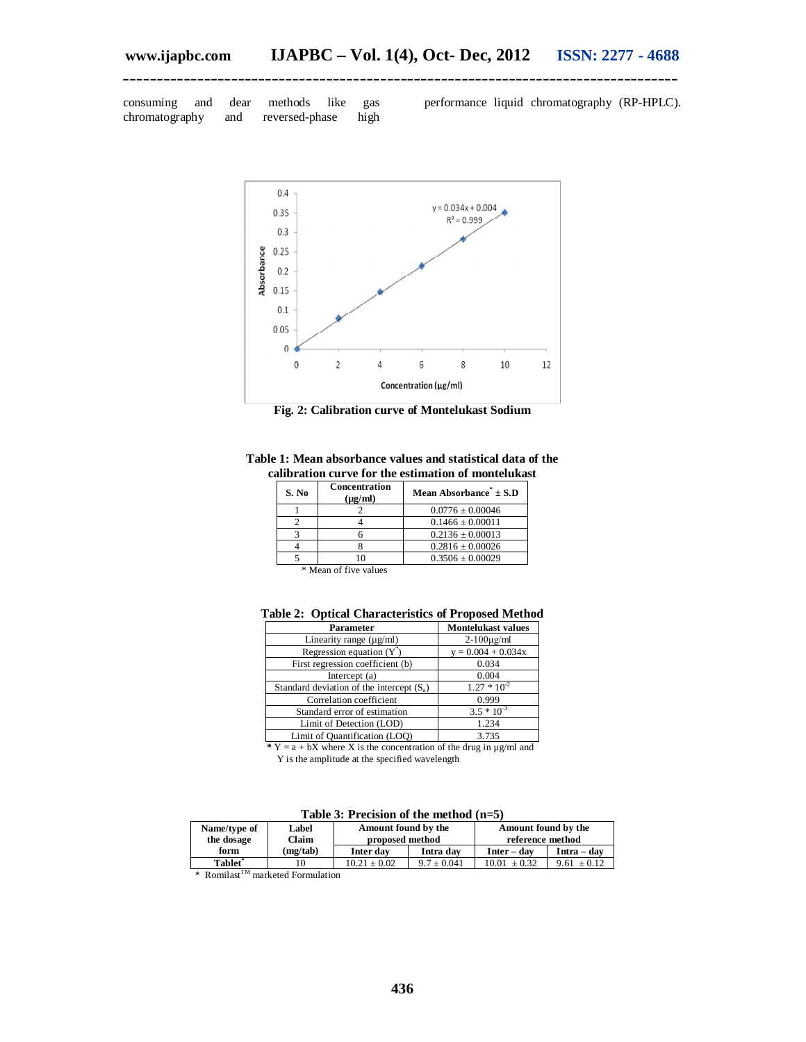consuming and dear methods like gas chromatography and reversed-phase high performance liquid chromatography (RP-HPLC).

Fig. 2: Calibration curve of Montelukast Sodium

**Table 1: Mean absorbance values and statistical data of the calibration curve for the estimation of montelukast**

| S. No | Concentration (μg/ml) | Mean Absorbance* ± S.D |
|---|---|---|
| 1 | 2 | 0.0776 ± 0.00046 |
| 2 | 4 | 0.1466 ± 0.00011 |
| 3 | 6 | 0.2136 ± 0.00013 |
| 4 | 8 | 0.2816 ± 0.00026 |
| 5 | 10 | 0.3506 ± 0.00029 |

\* Mean of five values

**Table 2: Optical Characteristics of Proposed Method**

| Parameter | Montelukast values |
|---|---|
| Linearity range (μg/ml) | 2-100μg/ml |
| Regression equation (Y*) | y = 0.004 + 0.034x |
| First regression coefficient (b) | 0.034 |
| Intercept (a) | 0.004 |
| Standard deviation of the intercept ($S_a$) | $1.27 * 10^{-2}$ |
| Correlation coefficient | 0.999 |
| Standard error of estimation | $3.5 * 10^{-3}$ |
| Limit of Detection (LOD) | 1.234 |
| Limit of Quantification (LOQ) | 3.735 |

\* Y = a + bX where X is the concentration of the drug in μg/ml and Y is the amplitude at the specified wavelength

**Table 3: Precision of the method (n=5)**

| Name/type of the dosage form | Label Claim (mg/tab) | Amount found by the proposed method | | Amount found by the reference method | |
|---|---|---|---|---|---|
| | | Inter day | Intra day | Inter – day | Intra – day |
| Tablet* | 10 | 10.21 ± 0.02 | 9.7 ± 0.041 | 10.01 ± 0.32 | 9.61 ± 0.12 |

\* Romilast™ marketed Formulation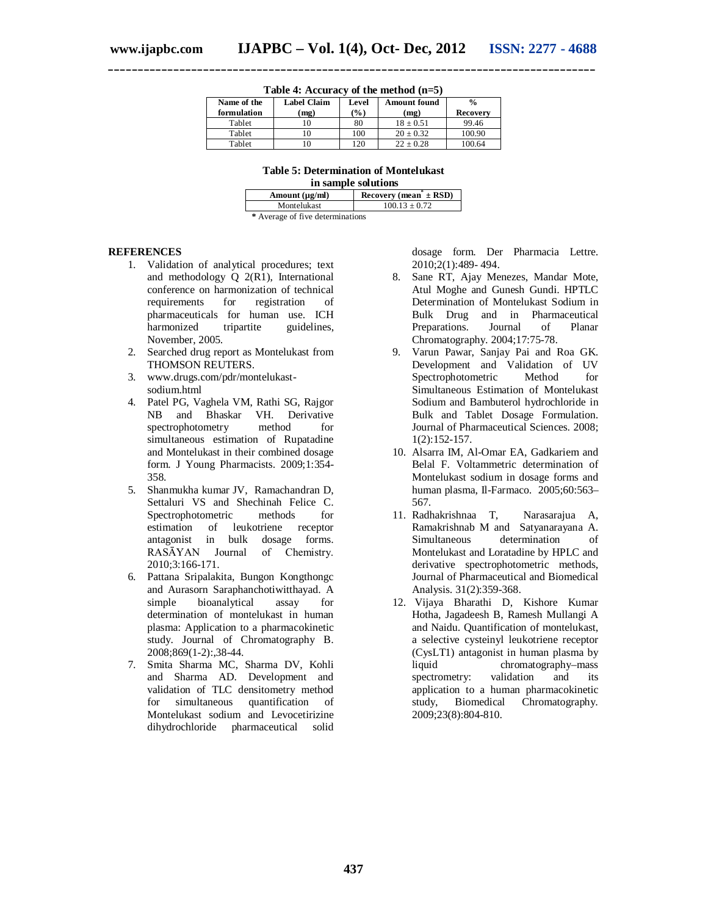**Table 4: Accuracy of the method (n=5)**

| Name of the formulation | Label Claim (mg) | Level (%) | Amount found (mg) | % Recovery |
|---|---|---|---|---|
| Tablet | 10 | 80 | 18 ± 0.51 | 99.46 |
| Tablet | 10 | 100 | 20 ± 0.32 | 100.90 |
| Tablet | 10 | 120 | 22 ± 0.28 | 100.64 |

**Table 5: Determination of Montelukast in sample solutions**

| Amount (μg/ml) | Recovery (mean* ± RSD) |
|---|---|
| Montelukast | 100.13 ± 0.72 |

* Average of five determinations

## REFERENCES

1. Validation of analytical procedures; text and methodology Q 2(R1), International conference on harmonization of technical requirements for registration of pharmaceuticals for human use. ICH harmonized tripartite guidelines, November, 2005.
2. Searched drug report as Montelukast from THOMSON REUTERS.
3. www.drugs.com/pdr/montelukast-sodium.html
4. Patel PG, Vaghela VM, Rathi SG, Rajgor NB and Bhaskar VH. Derivative spectrophotometry method for simultaneous estimation of Rupatadine and Montelukast in their combined dosage form. J Young Pharmacists. 2009;1:354-358.
5. Shanmukha kumar JV, Ramachandran D, Settaluri VS and Shechinah Felice C. Spectrophotometric methods for estimation of leukotriene receptor antagonist in bulk dosage forms. RASĀYAN Journal of Chemistry. 2010;3:166-171.
6. Pattana Sripalakita, Bungon Kongthongc and Aurasorn Saraphanchotiwitthayad. A simple bioanalytical assay for determination of montelukast in human plasma: Application to a pharmacokinetic study. Journal of Chromatography B. 2008;869(1-2):,38-44.
7. Smita Sharma MC, Sharma DV, Kohli and Sharma AD. Development and validation of TLC densitometry method for simultaneous quantification of Montelukast sodium and Levocetirizine dihydrochloride pharmaceutical solid dosage form. Der Pharmacia Lettre. 2010;2(1):489- 494.
8. Sane RT, Ajay Menezes, Mandar Mote, Atul Moghe and Gunesh Gundi. HPTLC Determination of Montelukast Sodium in Bulk Drug and in Pharmaceutical Preparations. Journal of Planar Chromatography. 2004;17:75-78.
9. Varun Pawar, Sanjay Pai and Roa GK. Development and Validation of UV Spectrophotometric Method for Simultaneous Estimation of Montelukast Sodium and Bambuterol hydrochloride in Bulk and Tablet Dosage Formulation. Journal of Pharmaceutical Sciences. 2008; 1(2):152-157.
10. Alsarra IM, Al-Omar EA, Gadkariem and Belal F. Voltammetric determination of Montelukast sodium in dosage forms and human plasma, Il-Farmaco. 2005;60:563–567.
11. Radhakrishnaa T, Narasarajua A, Ramakrishnab M and Satyanarayana A. Simultaneous determination of Montelukast and Loratadine by HPLC and derivative spectrophotometric methods, Journal of Pharmaceutical and Biomedical Analysis. 31(2):359-368.
12. Vijaya Bharathi D, Kishore Kumar Hotha, Jagadeesh B, Ramesh Mullangi A and Naidu. Quantification of montelukast, a selective cysteinyl leukotriene receptor (CysLT1) antagonist in human plasma by liquid chromatography–mass spectrometry: validation and its application to a human pharmacokinetic study, Biomedical Chromatography. 2009;23(8):804-810.